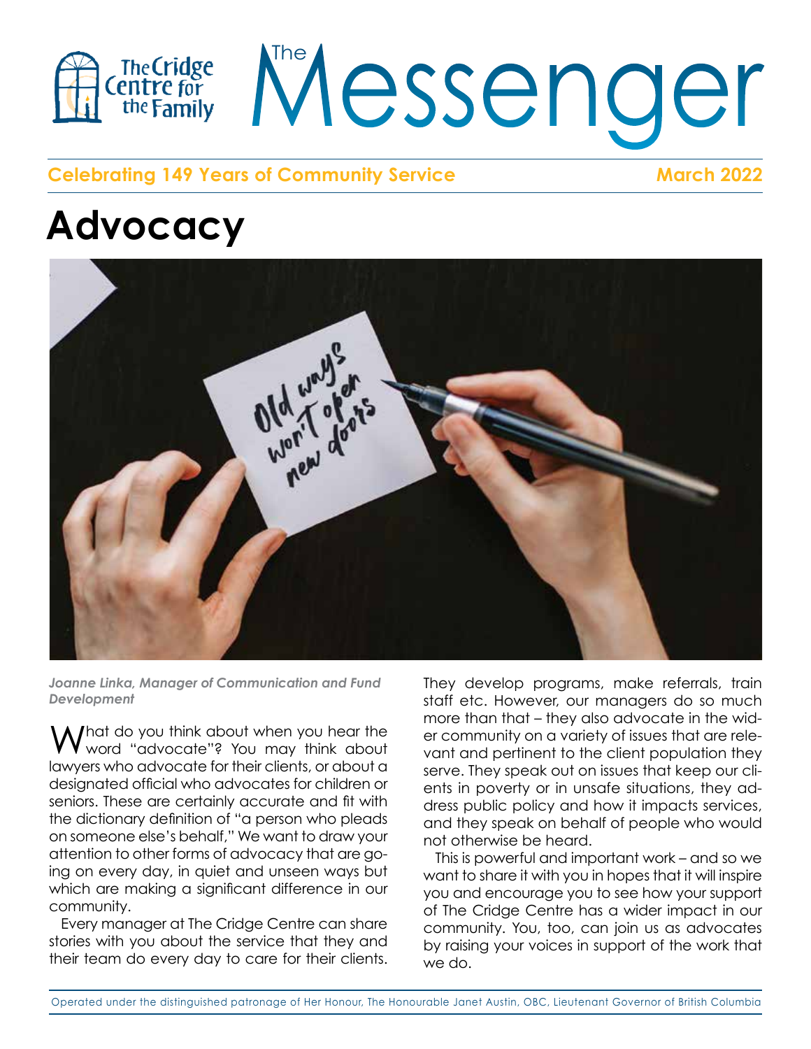# The Messenger

**Celebrating 149 Years of Community Service** **March 2022**

# Advocacy

***Joanne Linka, Manager of Communication and Fund Development***

What do you think about when you hear the word "advocate"? You may think about lawyers who advocate for their clients, or about a designated official who advocates for children or seniors. These are certainly accurate and fit with the dictionary definition of "a person who pleads on someone else's behalf," We want to draw your attention to other forms of advocacy that are going on every day, in quiet and unseen ways but which are making a significant difference in our community.

Every manager at The Cridge Centre can share stories with you about the service that they and their team do every day to care for their clients. They develop programs, make referrals, train staff etc. However, our managers do so much more than that – they also advocate in the wider community on a variety of issues that are relevant and pertinent to the client population they serve. They speak out on issues that keep our clients in poverty or in unsafe situations, they address public policy and how it impacts services, and they speak on behalf of people who would not otherwise be heard.

This is powerful and important work – and so we want to share it with you in hopes that it will inspire you and encourage you to see how your support of The Cridge Centre has a wider impact in our community. You, too, can join us as advocates by raising your voices in support of the work that we do.

Operated under the distinguished patronage of Her Honour, The Honourable Janet Austin, OBC, Lieutenant Governor of British Columbia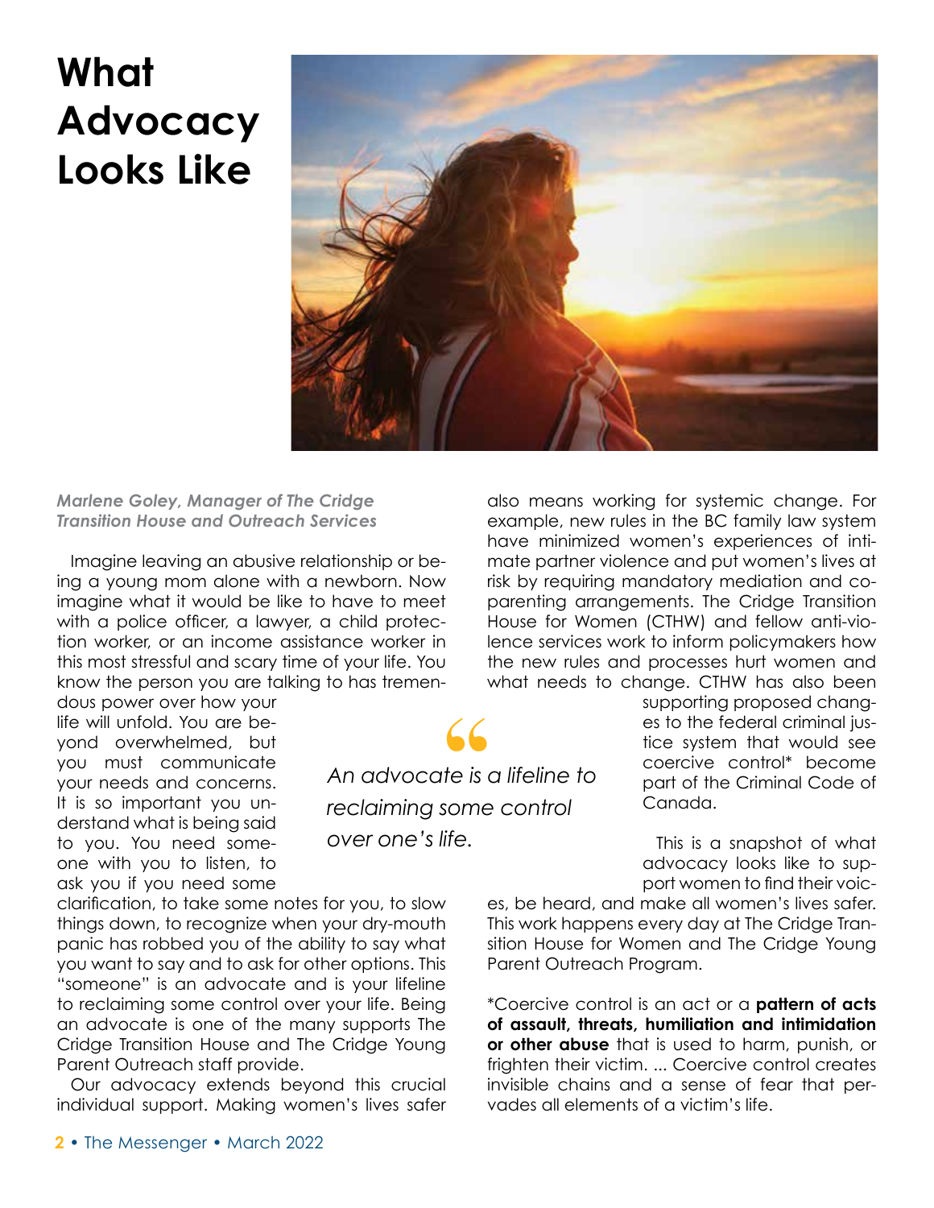# What Advocacy Looks Like

***Marlene Goley, Manager of The Cridge Transition House and Outreach Services***

Imagine leaving an abusive relationship or being a young mom alone with a newborn. Now imagine what it would be like to have to meet with a police officer, a lawyer, a child protection worker, or an income assistance worker in this most stressful and scary time of your life. You know the person you are talking to has tremendous power over how your life will unfold. You are beyond overwhelmed, but you must communicate your needs and concerns. It is so important you understand what is being said to you. You need someone with you to listen, to ask you if you need some clarification, to take some notes for you, to slow things down, to recognize when your dry-mouth panic has robbed you of the ability to say what you want to say and to ask for other options. This "someone" is an advocate and is your lifeline to reclaiming some control over your life. Being an advocate is one of the many supports The Cridge Transition House and The Cridge Young Parent Outreach staff provide.

> *An advocate is a lifeline to reclaiming some control over one's life.*

Our advocacy extends beyond this crucial individual support. Making women's lives safer also means working for systemic change. For example, new rules in the BC family law system have minimized women's experiences of intimate partner violence and put women's lives at risk by requiring mandatory mediation and co-parenting arrangements. The Cridge Transition House for Women (CTHW) and fellow anti-violence services work to inform policymakers how the new rules and processes hurt women and what needs to change. CTHW has also been supporting proposed changes to the federal criminal justice system that would see coercive control* become part of the Criminal Code of Canada.

This is a snapshot of what advocacy looks like to support women to find their voices, be heard, and make all women's lives safer. This work happens every day at The Cridge Transition House for Women and The Cridge Young Parent Outreach Program.

*Coercive control is an act or a **pattern of acts of assault, threats, humiliation and intimidation or other abuse** that is used to harm, punish, or frighten their victim. ... Coercive control creates invisible chains and a sense of fear that pervades all elements of a victim's life.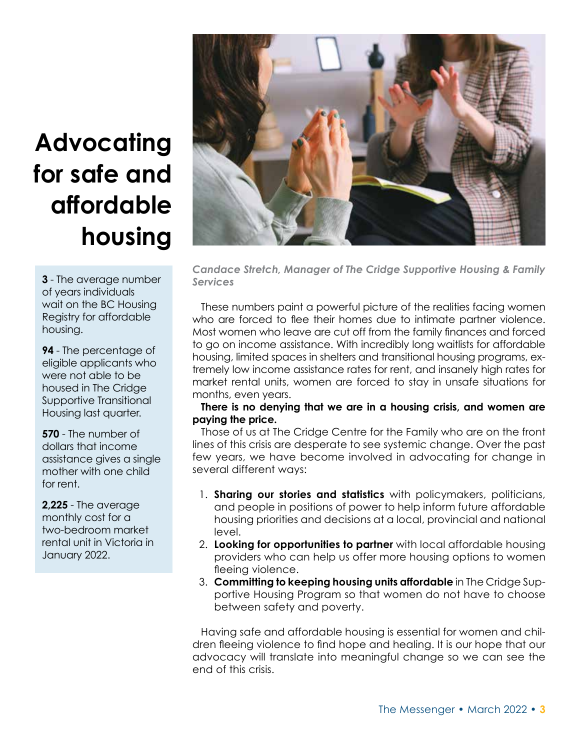# Advocating for safe and affordable housing

**3** - The average number of years individuals wait on the BC Housing Registry for affordable housing.

**94** - The percentage of eligible applicants who were not able to be housed in The Cridge Supportive Transitional Housing last quarter.

**570** - The number of dollars that income assistance gives a single mother with one child for rent.

**2,225** - The average monthly cost for a two-bedroom market rental unit in Victoria in January 2022.

***Candace Stretch, Manager of The Cridge Supportive Housing & Family Services***

These numbers paint a powerful picture of the realities facing women who are forced to flee their homes due to intimate partner violence. Most women who leave are cut off from the family finances and forced to go on income assistance. With incredibly long waitlists for affordable housing, limited spaces in shelters and transitional housing programs, extremely low income assistance rates for rent, and insanely high rates for market rental units, women are forced to stay in unsafe situations for months, even years.

**There is no denying that we are in a housing crisis, and women are paying the price.**

Those of us at The Cridge Centre for the Family who are on the front lines of this crisis are desperate to see systemic change. Over the past few years, we have become involved in advocating for change in several different ways:

1. **Sharing our stories and statistics** with policymakers, politicians, and people in positions of power to help inform future affordable housing priorities and decisions at a local, provincial and national level.
2. **Looking for opportunities to partner** with local affordable housing providers who can help us offer more housing options to women fleeing violence.
3. **Committing to keeping housing units affordable** in The Cridge Supportive Housing Program so that women do not have to choose between safety and poverty.

Having safe and affordable housing is essential for women and children fleeing violence to find hope and healing. It is our hope that our advocacy will translate into meaningful change so we can see the end of this crisis.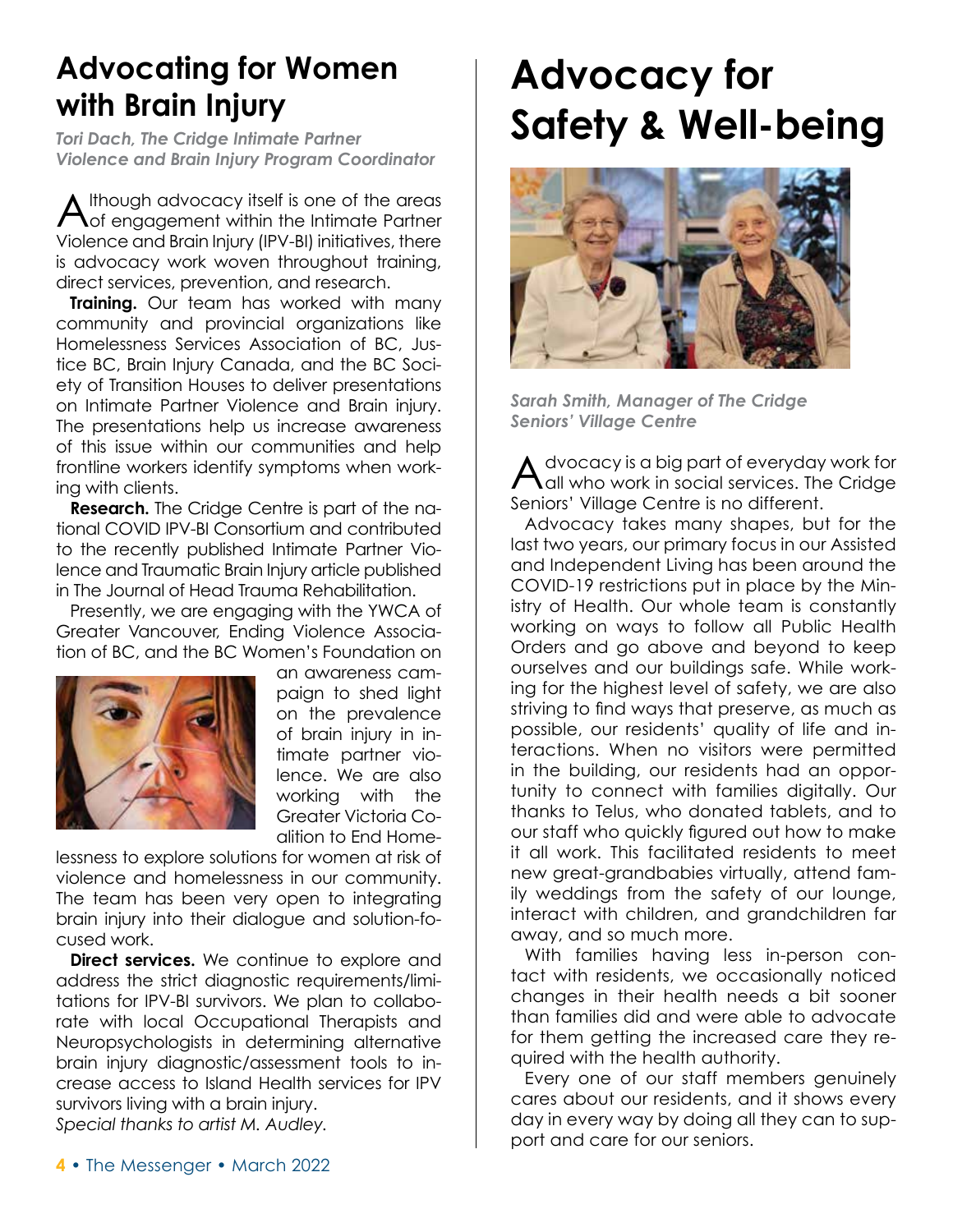## Advocating for Women with Brain Injury

*Tori Dach, The Cridge Intimate Partner Violence and Brain Injury Program Coordinator*

Although advocacy itself is one of the areas of engagement within the Intimate Partner Violence and Brain Injury (IPV-BI) initiatives, there is advocacy work woven throughout training, direct services, prevention, and research.

**Training.** Our team has worked with many community and provincial organizations like Homelessness Services Association of BC, Justice BC, Brain Injury Canada, and the BC Society of Transition Houses to deliver presentations on Intimate Partner Violence and Brain injury. The presentations help us increase awareness of this issue within our communities and help frontline workers identify symptoms when working with clients.

**Research.** The Cridge Centre is part of the national COVID IPV-BI Consortium and contributed to the recently published Intimate Partner Violence and Traumatic Brain Injury article published in The Journal of Head Trauma Rehabilitation.

Presently, we are engaging with the YWCA of Greater Vancouver, Ending Violence Association of BC, and the BC Women's Foundation on an awareness campaign to shed light on the prevalence of brain injury in intimate partner violence. We are also working with the Greater Victoria Coalition to End Homelessness to explore solutions for women at risk of violence and homelessness in our community. The team has been very open to integrating brain injury into their dialogue and solution-focused work.

**Direct services.** We continue to explore and address the strict diagnostic requirements/limitations for IPV-BI survivors. We plan to collaborate with local Occupational Therapists and Neuropsychologists in determining alternative brain injury diagnostic/assessment tools to increase access to Island Health services for IPV survivors living with a brain injury.

*Special thanks to artist M. Audley.*

# Advocacy for Safety & Well-being

*Sarah Smith, Manager of The Cridge Seniors' Village Centre*

Advocacy is a big part of everyday work for all who work in social services. The Cridge Seniors' Village Centre is no different.

Advocacy takes many shapes, but for the last two years, our primary focus in our Assisted and Independent Living has been around the COVID-19 restrictions put in place by the Ministry of Health. Our whole team is constantly working on ways to follow all Public Health Orders and go above and beyond to keep ourselves and our buildings safe. While working for the highest level of safety, we are also striving to find ways that preserve, as much as possible, our residents' quality of life and interactions. When no visitors were permitted in the building, our residents had an opportunity to connect with families digitally. Our thanks to Telus, who donated tablets, and to our staff who quickly figured out how to make it all work. This facilitated residents to meet new great-grandbabies virtually, attend family weddings from the safety of our lounge, interact with children, and grandchildren far away, and so much more.

With families having less in-person contact with residents, we occasionally noticed changes in their health needs a bit sooner than families did and were able to advocate for them getting the increased care they required with the health authority.

Every one of our staff members genuinely cares about our residents, and it shows every day in every way by doing all they can to support and care for our seniors.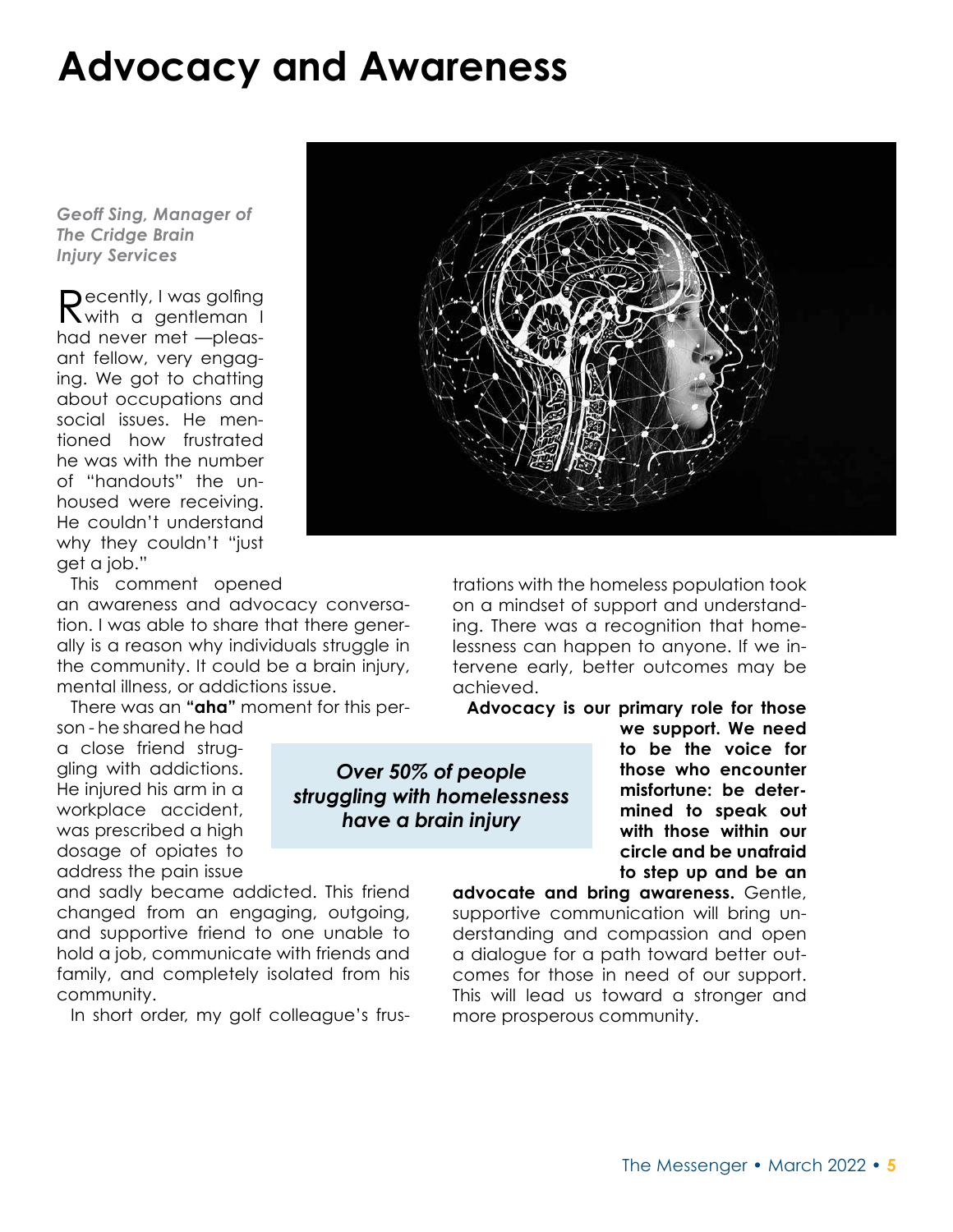# Advocacy and Awareness

***Geoff Sing, Manager of The Cridge Brain Injury Services***

Recently, I was golfing with a gentleman I had never met —pleasant fellow, very engaging. We got to chatting about occupations and social issues. He mentioned how frustrated he was with the number of "handouts" the unhoused were receiving. He couldn't understand why they couldn't "just get a job."

This comment opened an awareness and advocacy conversation. I was able to share that there generally is a reason why individuals struggle in the community. It could be a brain injury, mental illness, or addictions issue.

There was an **"aha"** moment for this person - he shared he had a close friend struggling with addictions. He injured his arm in a workplace accident, was prescribed a high dosage of opiates to address the pain issue and sadly became addicted. This friend changed from an engaging, outgoing, and supportive friend to one unable to hold a job, communicate with friends and family, and completely isolated from his community.

*Over 50% of people struggling with homelessness have a brain injury*

In short order, my golf colleague's frustrations with the homeless population took on a mindset of support and understanding. There was a recognition that homelessness can happen to anyone. If we intervene early, better outcomes may be achieved.

**Advocacy is our primary role for those we support. We need to be the voice for those who encounter misfortune: be determined to speak out with those within our circle and be unafraid to step up and be an advocate and bring awareness.** Gentle, supportive communication will bring understanding and compassion and open a dialogue for a path toward better outcomes for those in need of our support. This will lead us toward a stronger and more prosperous community.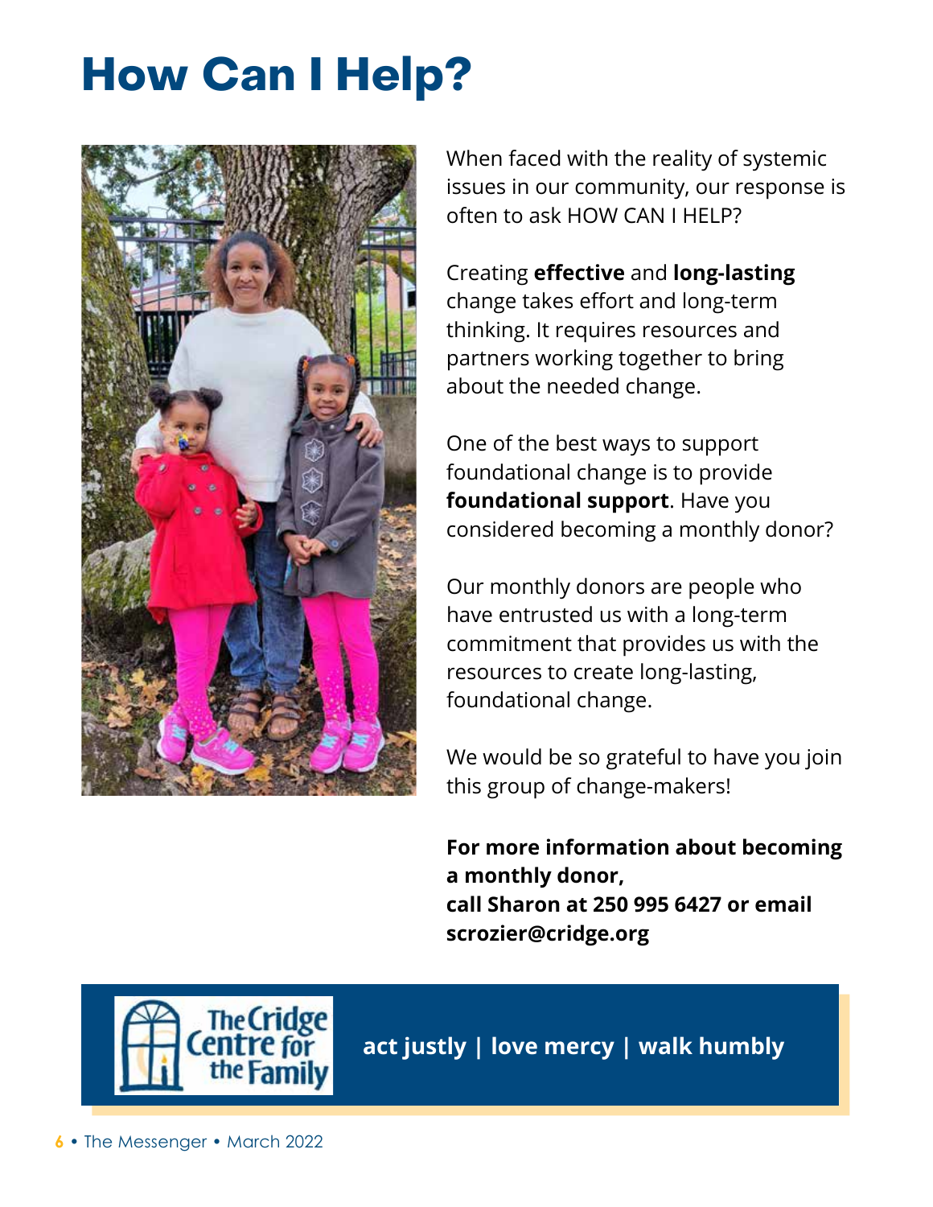# How Can I Help?

When faced with the reality of systemic issues in our community, our response is often to ask HOW CAN I HELP?

Creating **effective** and **long-lasting** change takes effort and long-term thinking. It requires resources and partners working together to bring about the needed change.

One of the best ways to support foundational change is to provide **foundational support**. Have you considered becoming a monthly donor?

Our monthly donors are people who have entrusted us with a long-term commitment that provides us with the resources to create long-lasting, foundational change.

We would be so grateful to have you join this group of change-makers!

**For more information about becoming a monthly donor,**
**call Sharon at 250 995 6427 or email scrozier@cridge.org**

The Cridge Centre for the Family

**act justly | love mercy | walk humbly**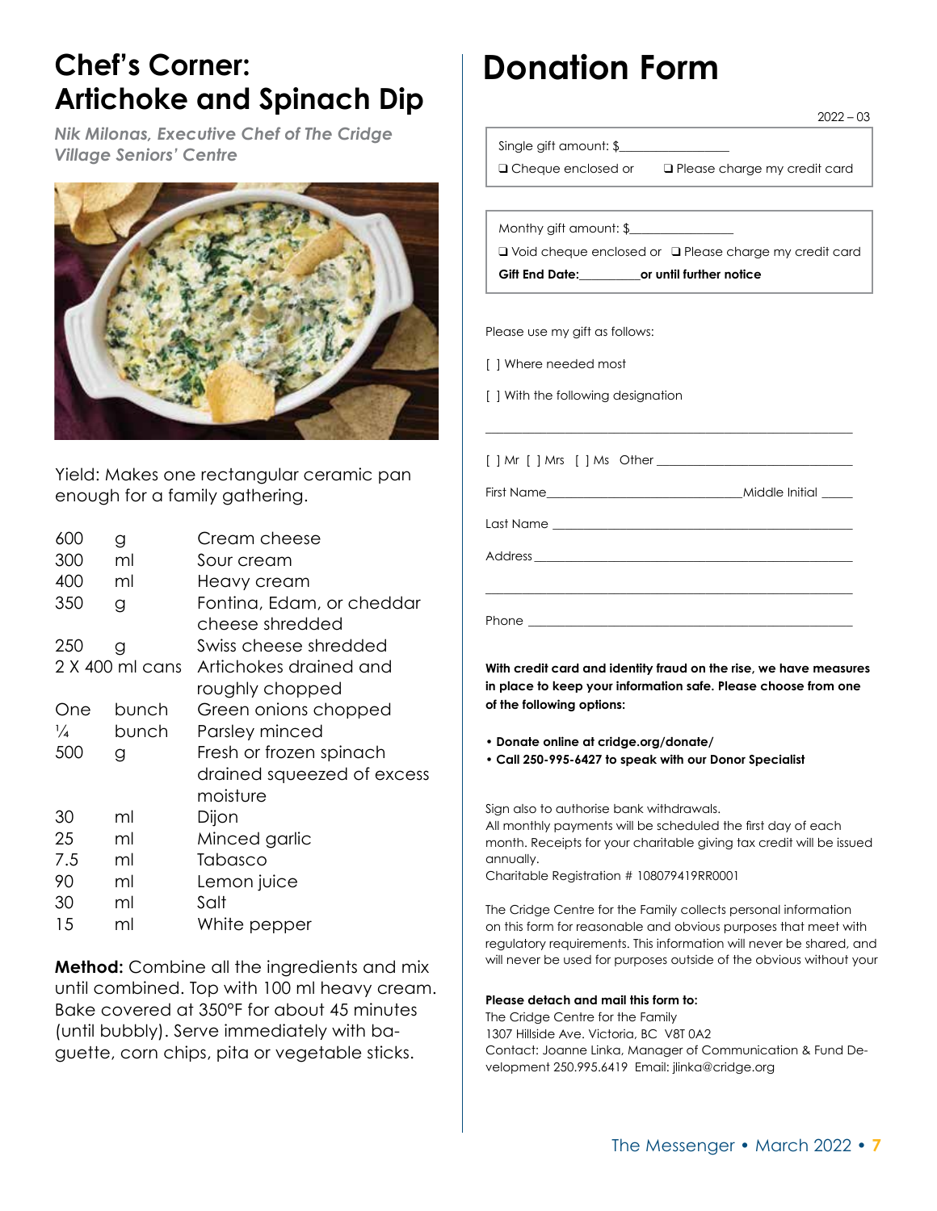## Chef's Corner: Artichoke and Spinach Dip

*Nik Milonas, Executive Chef of The Cridge Village Seniors' Centre*

Yield: Makes one rectangular ceramic pan enough for a family gathering.

| | | |
|---|---|---|
| 600 | g | Cream cheese |
| 300 | ml | Sour cream |
| 400 | ml | Heavy cream |
| 350 | g | Fontina, Edam, or cheddar cheese shredded |
| 250 | g | Swiss cheese shredded |
| 2 X 400 ml cans | | Artichokes drained and roughly chopped |
| One | bunch | Green onions chopped |
| ¼ | bunch | Parsley minced |
| 500 | g | Fresh or frozen spinach drained squeezed of excess moisture |
| 30 | ml | Dijon |
| 25 | ml | Minced garlic |
| 7.5 | ml | Tabasco |
| 90 | ml | Lemon juice |
| 30 | ml | Salt |
| 15 | ml | White pepper |

**Method:** Combine all the ingredients and mix until combined. Top with 100 ml heavy cream. Bake covered at 350°F for about 45 minutes (until bubbly). Serve immediately with baguette, corn chips, pita or vegetable sticks.

# Donation Form

2022 – 03

Single gift amount: $________________

❑ Cheque enclosed or ❑ Please charge my credit card

Monthy gift amount: $________________

❑ Void cheque enclosed or ❑ Please charge my credit card

**Gift End Date:_________or until further notice**

Please use my gift as follows:

[ ] Where needed most

[ ] With the following designation

_______________________________________________________

[ ] Mr [ ] Mrs [ ] Ms Other ____________________________

First Name____________________________Middle Initial _____

Last Name ____________________________________________

Address ______________________________________________

_______________________________________________________

Phone ________________________________________________

**With credit card and identity fraud on the rise, we have measures in place to keep your information safe. Please choose from one of the following options:**

- **Donate online at cridge.org/donate/**
- **Call 250-995-6427 to speak with our Donor Specialist**

Sign also to authorise bank withdrawals.
All monthly payments will be scheduled the first day of each month. Receipts for your charitable giving tax credit will be issued annually.
Charitable Registration # 108079419RR0001

The Cridge Centre for the Family collects personal information on this form for reasonable and obvious purposes that meet with regulatory requirements. This information will never be shared, and will never be used for purposes outside of the obvious without your

**Please detach and mail this form to:**
The Cridge Centre for the Family
1307 Hillside Ave. Victoria, BC V8T 0A2
Contact: Joanne Linka, Manager of Communication & Fund Development 250.995.6419 Email: jlinka@cridge.org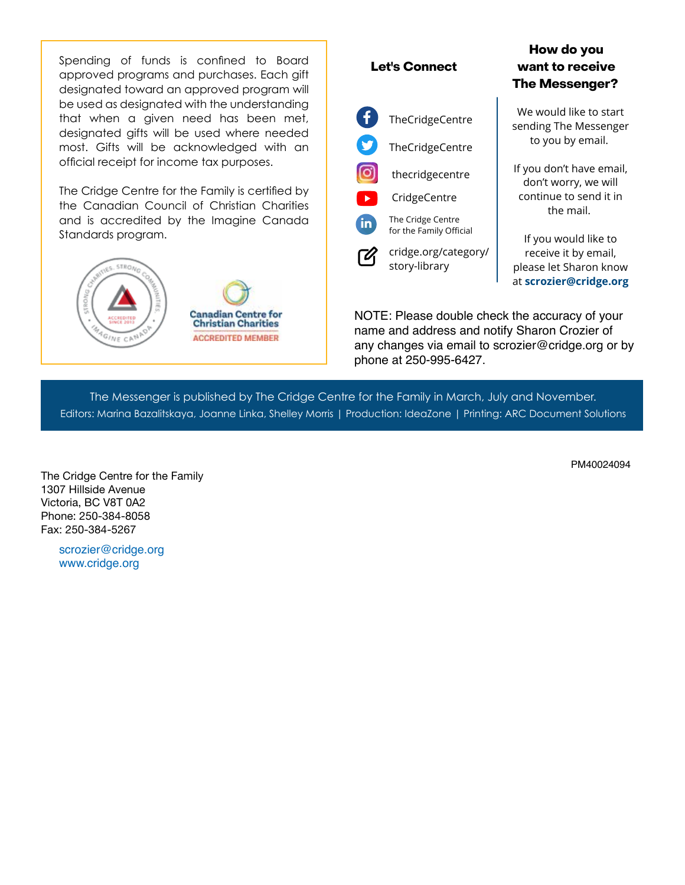Spending of funds is confined to Board approved programs and purchases. Each gift designated toward an approved program will be used as designated with the understanding that when a given need has been met, designated gifts will be used where needed most. Gifts will be acknowledged with an official receipt for income tax purposes.

The Cridge Centre for the Family is certified by the Canadian Council of Christian Charities and is accredited by the Imagine Canada Standards program.

STRONG CHARITIES. STRONG COMMUNITIES. ACCREDITED SINCE 2013 IMAGINE CANADA

Canadian Centre for Christian Charities ACCREDITED MEMBER

## Let's Connect

- TheCridgeCentre
- TheCridgeCentre
- thecridgecentre
- CridgeCentre
- The Cridge Centre for the Family Official
- cridge.org/category/story-library

## How do you want to receive The Messenger?

We would like to start sending The Messenger to you by email.

If you don't have email, don't worry, we will continue to send it in the mail.

If you would like to receive it by email, please let Sharon know at **scrozier@cridge.org**

NOTE: Please double check the accuracy of your name and address and notify Sharon Crozier of any changes via email to scrozier@cridge.org or by phone at 250-995-6427.

The Messenger is published by The Cridge Centre for the Family in March, July and November.
Editors: Marina Bazalitskaya, Joanne Linka, Shelley Morris | Production: IdeaZone | Printing: ARC Document Solutions

PM40024094

The Cridge Centre for the Family
1307 Hillside Avenue
Victoria, BC V8T 0A2
Phone: 250-384-8058
Fax: 250-384-5267

scrozier@cridge.org
www.cridge.org